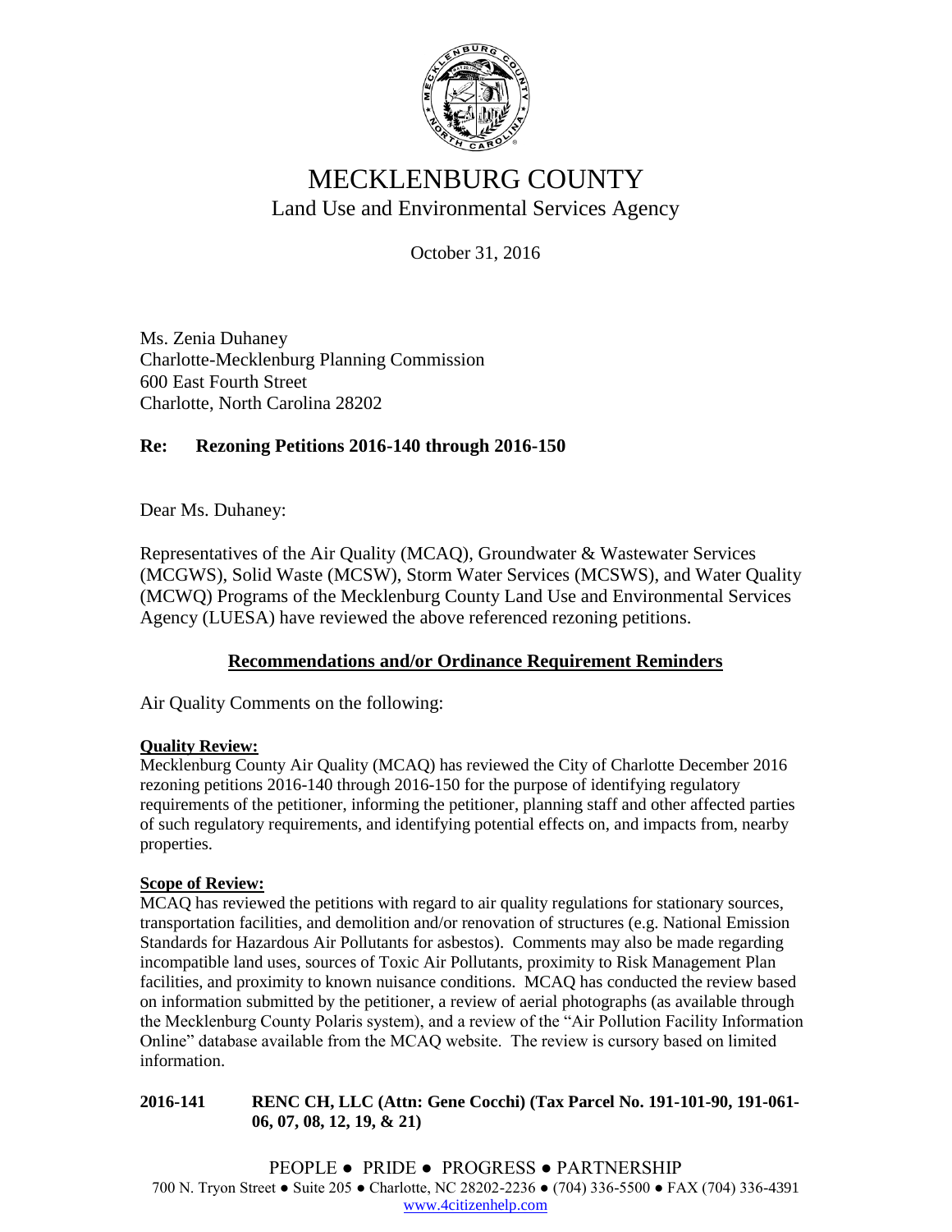# MECKLENBURG COUNTY

## Land Use and Environmental Services Agency

October 31, 2016

Ms. Zenia Duhaney
Charlotte-Mecklenburg Planning Commission
600 East Fourth Street
Charlotte, North Carolina 28202

**Re: Rezoning Petitions 2016-140 through 2016-150**

Dear Ms. Duhaney:

Representatives of the Air Quality (MCAQ), Groundwater & Wastewater Services (MCGWS), Solid Waste (MCSW), Storm Water Services (MCSWS), and Water Quality (MCWQ) Programs of the Mecklenburg County Land Use and Environmental Services Agency (LUESA) have reviewed the above referenced rezoning petitions.

**Recommendations and/or Ordinance Requirement Reminders**

Air Quality Comments on the following:

**Quality Review:**
Mecklenburg County Air Quality (MCAQ) has reviewed the City of Charlotte December 2016 rezoning petitions 2016-140 through 2016-150 for the purpose of identifying regulatory requirements of the petitioner, informing the petitioner, planning staff and other affected parties of such regulatory requirements, and identifying potential effects on, and impacts from, nearby properties.

**Scope of Review:**
MCAQ has reviewed the petitions with regard to air quality regulations for stationary sources, transportation facilities, and demolition and/or renovation of structures (e.g. National Emission Standards for Hazardous Air Pollutants for asbestos). Comments may also be made regarding incompatible land uses, sources of Toxic Air Pollutants, proximity to Risk Management Plan facilities, and proximity to known nuisance conditions. MCAQ has conducted the review based on information submitted by the petitioner, a review of aerial photographs (as available through the Mecklenburg County Polaris system), and a review of the "Air Pollution Facility Information Online" database available from the MCAQ website. The review is cursory based on limited information.

**2016-141 RENC CH, LLC (Attn: Gene Cocchi) (Tax Parcel No. 191-101-90, 191-061-06, 07, 08, 12, 19, & 21)**

PEOPLE ● PRIDE ● PROGRESS ● PARTNERSHIP
700 N. Tryon Street ● Suite 205 ● Charlotte, NC 28202-2236 ● (704) 336-5500 ● FAX (704) 336-4391
www.4citizenhelp.com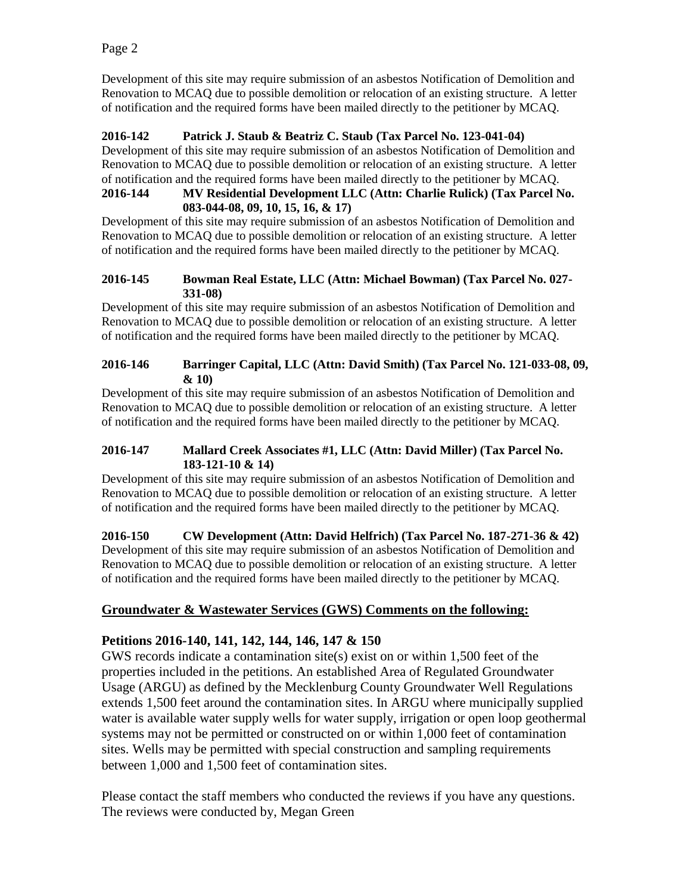Development of this site may require submission of an asbestos Notification of Demolition and Renovation to MCAQ due to possible demolition or relocation of an existing structure. A letter of notification and the required forms have been mailed directly to the petitioner by MCAQ.

**2016-142 Patrick J. Staub & Beatriz C. Staub (Tax Parcel No. 123-041-04)**

Development of this site may require submission of an asbestos Notification of Demolition and Renovation to MCAQ due to possible demolition or relocation of an existing structure. A letter of notification and the required forms have been mailed directly to the petitioner by MCAQ.

**2016-144 MV Residential Development LLC (Attn: Charlie Rulick) (Tax Parcel No. 083-044-08, 09, 10, 15, 16, & 17)**

Development of this site may require submission of an asbestos Notification of Demolition and Renovation to MCAQ due to possible demolition or relocation of an existing structure. A letter of notification and the required forms have been mailed directly to the petitioner by MCAQ.

**2016-145 Bowman Real Estate, LLC (Attn: Michael Bowman) (Tax Parcel No. 027-331-08)**

Development of this site may require submission of an asbestos Notification of Demolition and Renovation to MCAQ due to possible demolition or relocation of an existing structure. A letter of notification and the required forms have been mailed directly to the petitioner by MCAQ.

**2016-146 Barringer Capital, LLC (Attn: David Smith) (Tax Parcel No. 121-033-08, 09, & 10)**

Development of this site may require submission of an asbestos Notification of Demolition and Renovation to MCAQ due to possible demolition or relocation of an existing structure. A letter of notification and the required forms have been mailed directly to the petitioner by MCAQ.

**2016-147 Mallard Creek Associates #1, LLC (Attn: David Miller) (Tax Parcel No. 183-121-10 & 14)**

Development of this site may require submission of an asbestos Notification of Demolition and Renovation to MCAQ due to possible demolition or relocation of an existing structure. A letter of notification and the required forms have been mailed directly to the petitioner by MCAQ.

**2016-150 CW Development (Attn: David Helfrich) (Tax Parcel No. 187-271-36 & 42)**

Development of this site may require submission of an asbestos Notification of Demolition and Renovation to MCAQ due to possible demolition or relocation of an existing structure. A letter of notification and the required forms have been mailed directly to the petitioner by MCAQ.

## **Groundwater & Wastewater Services (GWS) Comments on the following:**

### **Petitions 2016-140, 141, 142, 144, 146, 147 & 150**

GWS records indicate a contamination site(s) exist on or within 1,500 feet of the properties included in the petitions. An established Area of Regulated Groundwater Usage (ARGU) as defined by the Mecklenburg County Groundwater Well Regulations extends 1,500 feet around the contamination sites. In ARGU where municipally supplied water is available water supply wells for water supply, irrigation or open loop geothermal systems may not be permitted or constructed on or within 1,000 feet of contamination sites. Wells may be permitted with special construction and sampling requirements between 1,000 and 1,500 feet of contamination sites.

Please contact the staff members who conducted the reviews if you have any questions. The reviews were conducted by, Megan Green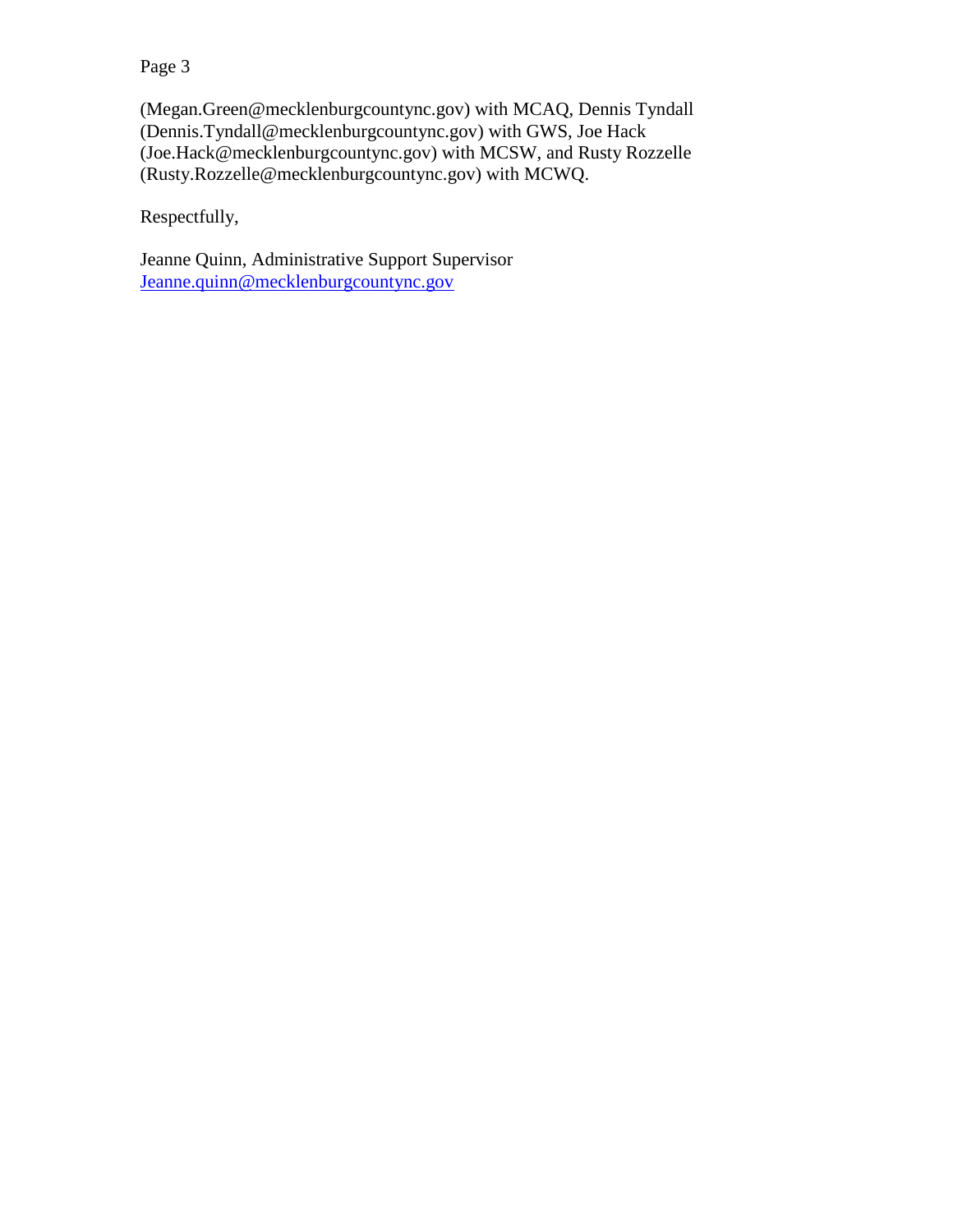(Megan.Green@mecklenburgcountync.gov) with MCAQ, Dennis Tyndall (Dennis.Tyndall@mecklenburgcountync.gov) with GWS, Joe Hack (Joe.Hack@mecklenburgcountync.gov) with MCSW, and Rusty Rozzelle (Rusty.Rozzelle@mecklenburgcountync.gov) with MCWQ.

Respectfully,

Jeanne Quinn, Administrative Support Supervisor
Jeanne.quinn@mecklenburgcountync.gov